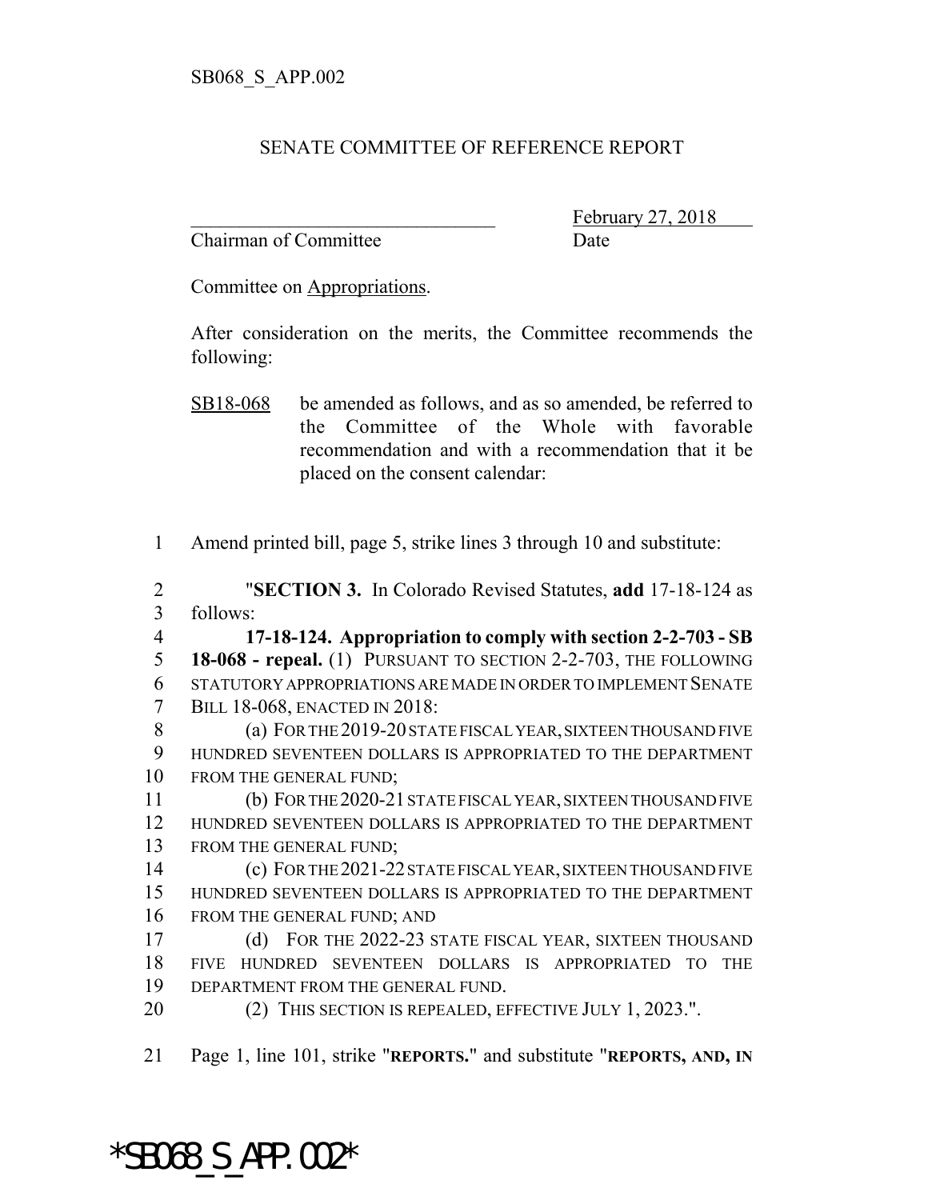SB068_S_APP.002

SENATE COMMITTEE OF REFERENCE REPORT

________________________________ February 27, 2018
Chairman of Committee Date

Committee on Appropriations.

After consideration on the merits, the Committee recommends the following:

SB18-068 be amended as follows, and as so amended, be referred to the Committee of the Whole with favorable recommendation and with a recommendation that it be placed on the consent calendar:

1 Amend printed bill, page 5, strike lines 3 through 10 and substitute:

2 "**SECTION 3.** In Colorado Revised Statutes, **add** 17-18-124 as
3 follows:
4 **17-18-124. Appropriation to comply with section 2-2-703 - SB**
5 **18-068 - repeal.** (1) PURSUANT TO SECTION 2-2-703, THE FOLLOWING
6 STATUTORY APPROPRIATIONS ARE MADE IN ORDER TO IMPLEMENT SENATE
7 BILL 18-068, ENACTED IN 2018:
8 (a) FOR THE 2019-20 STATE FISCAL YEAR, SIXTEEN THOUSAND FIVE
9 HUNDRED SEVENTEEN DOLLARS IS APPROPRIATED TO THE DEPARTMENT
10 FROM THE GENERAL FUND;
11 (b) FOR THE 2020-21 STATE FISCAL YEAR, SIXTEEN THOUSAND FIVE
12 HUNDRED SEVENTEEN DOLLARS IS APPROPRIATED TO THE DEPARTMENT
13 FROM THE GENERAL FUND;
14 (c) FOR THE 2021-22 STATE FISCAL YEAR, SIXTEEN THOUSAND FIVE
15 HUNDRED SEVENTEEN DOLLARS IS APPROPRIATED TO THE DEPARTMENT
16 FROM THE GENERAL FUND; AND
17 (d) FOR THE 2022-23 STATE FISCAL YEAR, SIXTEEN THOUSAND
18 FIVE HUNDRED SEVENTEEN DOLLARS IS APPROPRIATED TO THE
19 DEPARTMENT FROM THE GENERAL FUND.
20 (2) THIS SECTION IS REPEALED, EFFECTIVE JULY 1, 2023.".

21 Page 1, line 101, strike "**REPORTS.**" and substitute "**REPORTS, AND, IN**

*SB068_S_APP.002*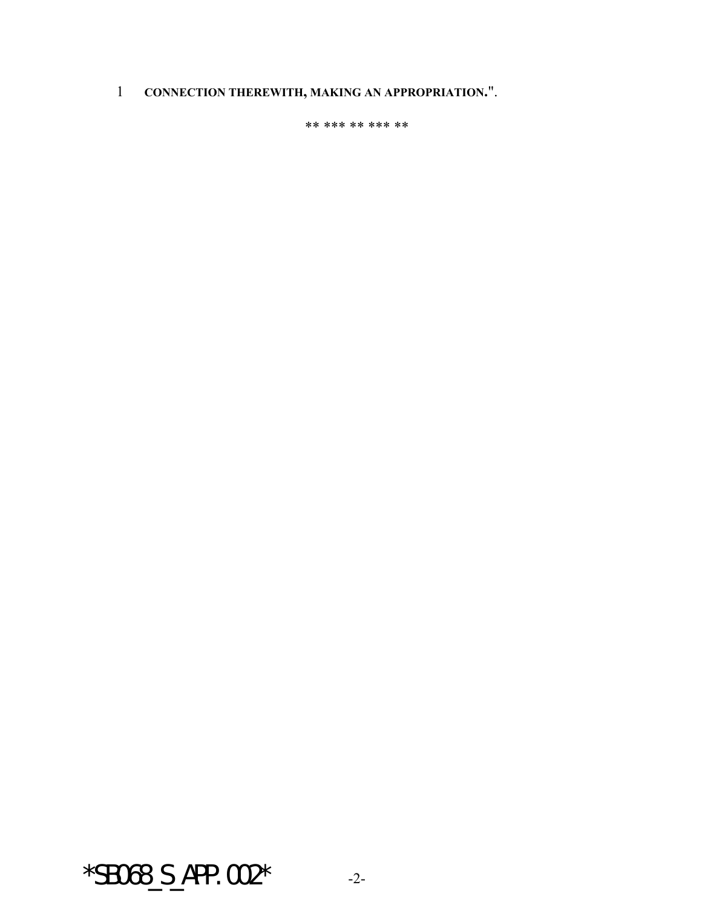1 **CONNECTION THEREWITH, MAKING AN APPROPRIATION.**".

\*\* \*\*\* \*\* \*\*\* \*\*

*SB068_S_APP.002*